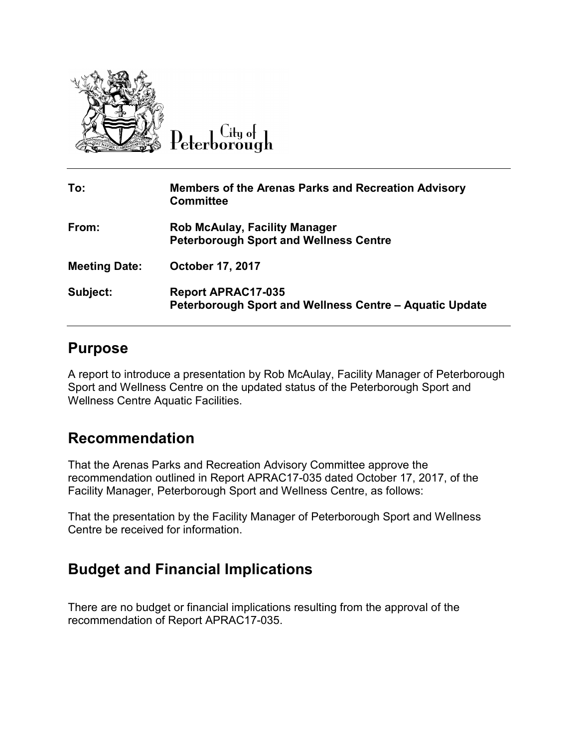City of Peterborough

| | |
|---|---|
| **To:** | **Members of the Arenas Parks and Recreation Advisory Committee** |
| **From:** | **Rob McAulay, Facility Manager**<br>**Peterborough Sport and Wellness Centre** |
| **Meeting Date:** | **October 17, 2017** |
| **Subject:** | **Report APRAC17-035**<br>**Peterborough Sport and Wellness Centre – Aquatic Update** |

## Purpose

A report to introduce a presentation by Rob McAulay, Facility Manager of Peterborough Sport and Wellness Centre on the updated status of the Peterborough Sport and Wellness Centre Aquatic Facilities.

## Recommendation

That the Arenas Parks and Recreation Advisory Committee approve the recommendation outlined in Report APRAC17-035 dated October 17, 2017, of the Facility Manager, Peterborough Sport and Wellness Centre, as follows:

That the presentation by the Facility Manager of Peterborough Sport and Wellness Centre be received for information.

## Budget and Financial Implications

There are no budget or financial implications resulting from the approval of the recommendation of Report APRAC17-035.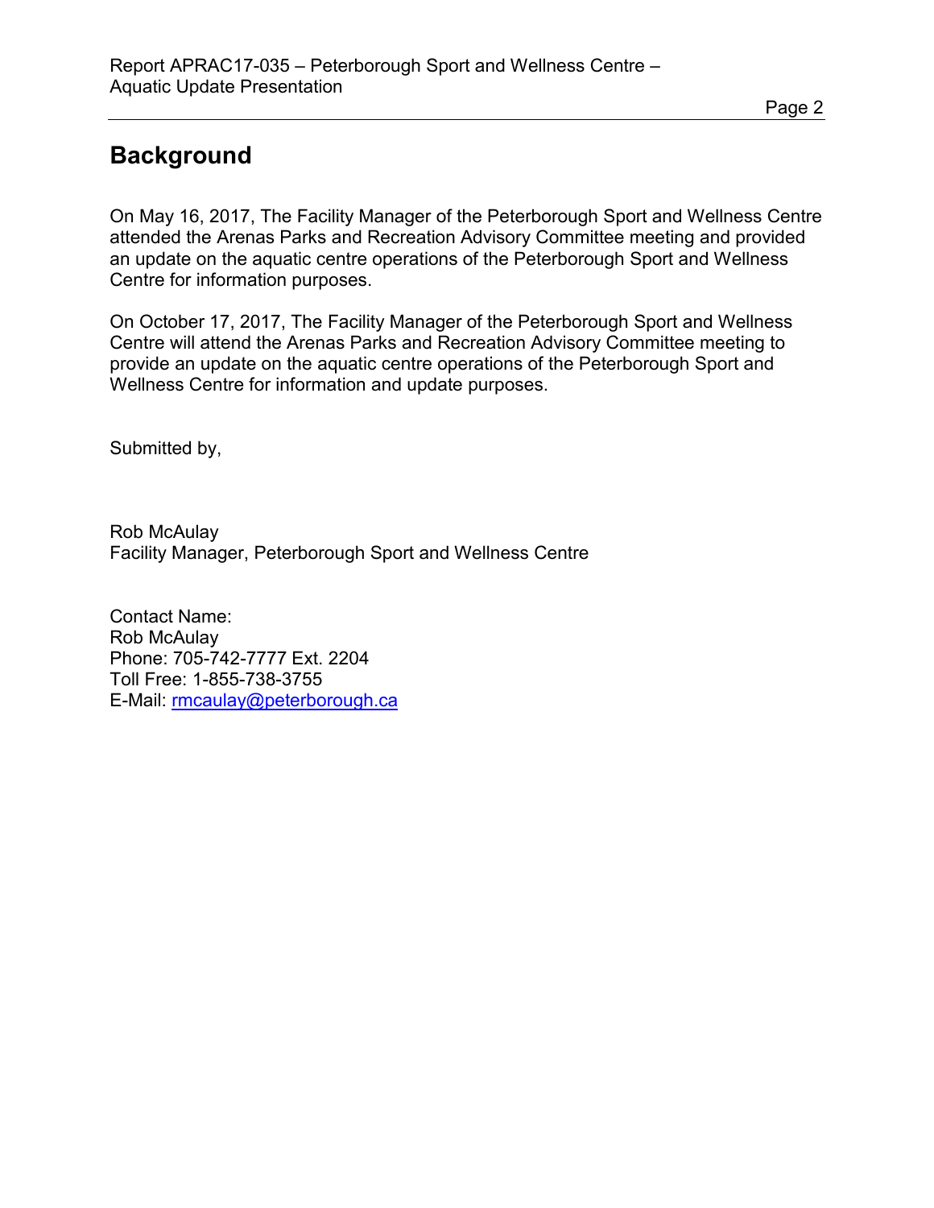## Background

On May 16, 2017, The Facility Manager of the Peterborough Sport and Wellness Centre attended the Arenas Parks and Recreation Advisory Committee meeting and provided an update on the aquatic centre operations of the Peterborough Sport and Wellness Centre for information purposes.

On October 17, 2017, The Facility Manager of the Peterborough Sport and Wellness Centre will attend the Arenas Parks and Recreation Advisory Committee meeting to provide an update on the aquatic centre operations of the Peterborough Sport and Wellness Centre for information and update purposes.

Submitted by,

Rob McAulay
Facility Manager, Peterborough Sport and Wellness Centre

Contact Name:
Rob McAulay
Phone: 705-742-7777 Ext. 2204
Toll Free: 1-855-738-3755
E-Mail: rmcaulay@peterborough.ca